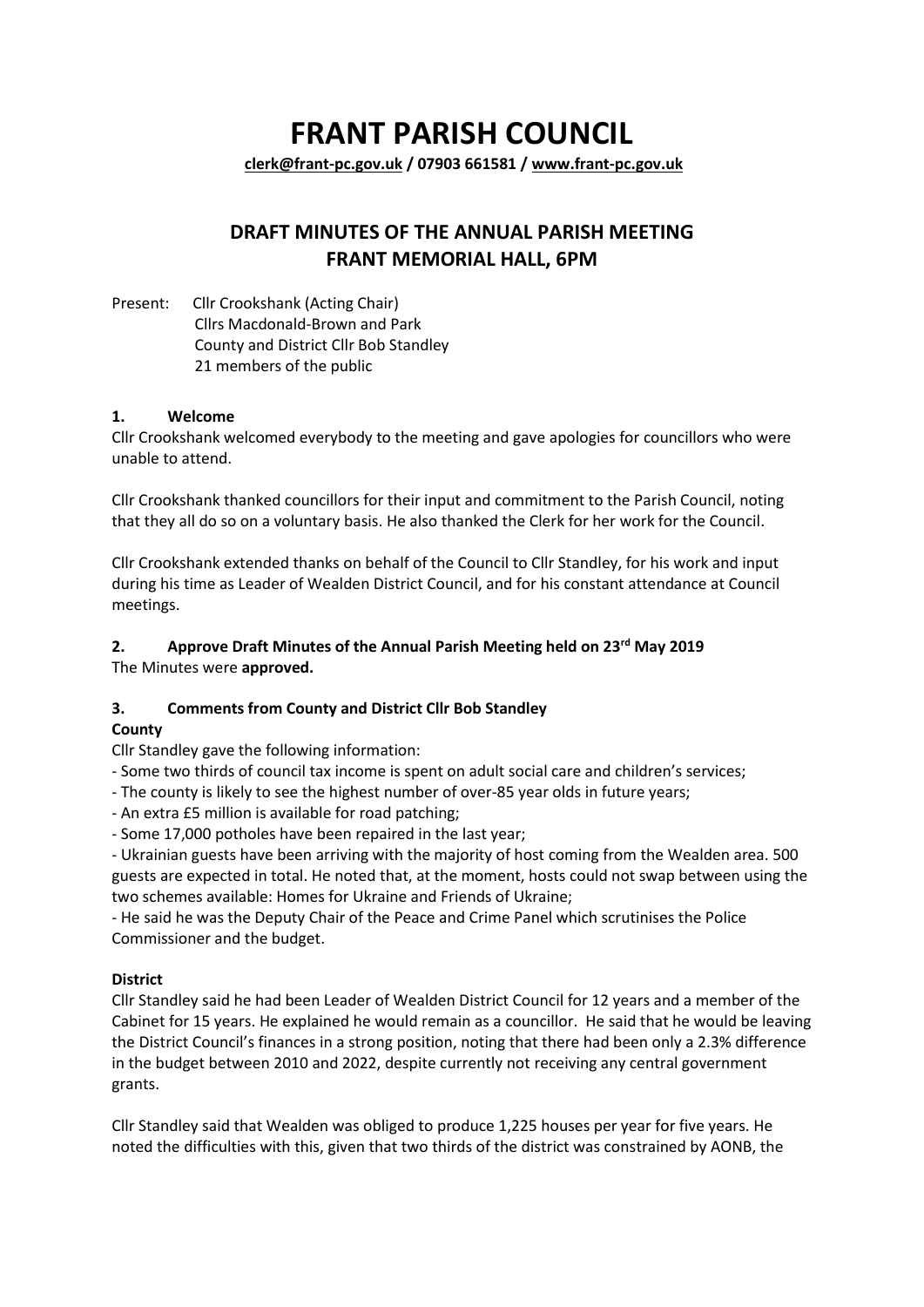# FRANT PARISH COUNCIL

**clerk@frant-pc.gov.uk / 07903 661581 / www.frant-pc.gov.uk**

## DRAFT MINUTES OF THE ANNUAL PARISH MEETING
## FRANT MEMORIAL HALL, 6PM

Present: Cllr Crookshank (Acting Chair)
Cllrs Macdonald-Brown and Park
County and District Cllr Bob Standley
21 members of the public

### 1. Welcome

Cllr Crookshank welcomed everybody to the meeting and gave apologies for councillors who were unable to attend.

Cllr Crookshank thanked councillors for their input and commitment to the Parish Council, noting that they all do so on a voluntary basis. He also thanked the Clerk for her work for the Council.

Cllr Crookshank extended thanks on behalf of the Council to Cllr Standley, for his work and input during his time as Leader of Wealden District Council, and for his constant attendance at Council meetings.

### 2. Approve Draft Minutes of the Annual Parish Meeting held on 23rd May 2019

The Minutes were **approved.**

### 3. Comments from County and District Cllr Bob Standley

**County**

Cllr Standley gave the following information:

- Some two thirds of council tax income is spent on adult social care and children's services;
- The county is likely to see the highest number of over-85 year olds in future years;
- An extra £5 million is available for road patching;
- Some 17,000 potholes have been repaired in the last year;
- Ukrainian guests have been arriving with the majority of host coming from the Wealden area. 500 guests are expected in total. He noted that, at the moment, hosts could not swap between using the two schemes available: Homes for Ukraine and Friends of Ukraine;
- He said he was the Deputy Chair of the Peace and Crime Panel which scrutinises the Police Commissioner and the budget.

**District**

Cllr Standley said he had been Leader of Wealden District Council for 12 years and a member of the Cabinet for 15 years. He explained he would remain as a councillor. He said that he would be leaving the District Council's finances in a strong position, noting that there had been only a 2.3% difference in the budget between 2010 and 2022, despite currently not receiving any central government grants.

Cllr Standley said that Wealden was obliged to produce 1,225 houses per year for five years. He noted the difficulties with this, given that two thirds of the district was constrained by AONB, the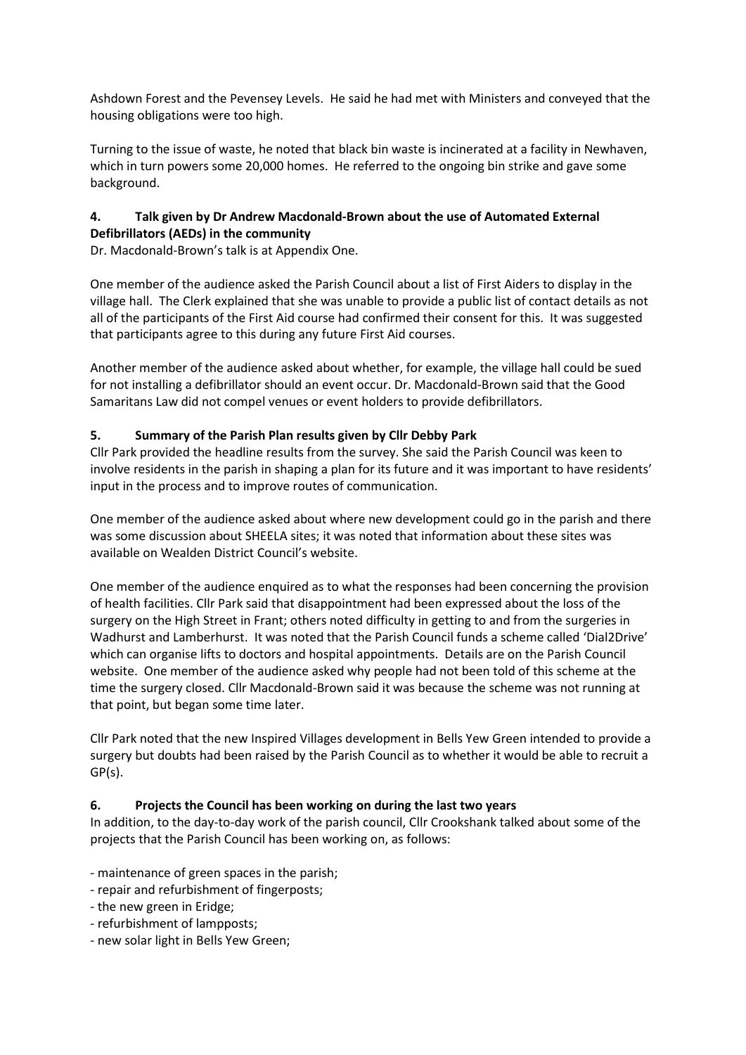Ashdown Forest and the Pevensey Levels. He said he had met with Ministers and conveyed that the housing obligations were too high.

Turning to the issue of waste, he noted that black bin waste is incinerated at a facility in Newhaven, which in turn powers some 20,000 homes. He referred to the ongoing bin strike and gave some background.

### 4. Talk given by Dr Andrew Macdonald-Brown about the use of Automated External Defibrillators (AEDs) in the community

Dr. Macdonald-Brown's talk is at Appendix One.

One member of the audience asked the Parish Council about a list of First Aiders to display in the village hall. The Clerk explained that she was unable to provide a public list of contact details as not all of the participants of the First Aid course had confirmed their consent for this. It was suggested that participants agree to this during any future First Aid courses.

Another member of the audience asked about whether, for example, the village hall could be sued for not installing a defibrillator should an event occur. Dr. Macdonald-Brown said that the Good Samaritans Law did not compel venues or event holders to provide defibrillators.

### 5. Summary of the Parish Plan results given by Cllr Debby Park

Cllr Park provided the headline results from the survey. She said the Parish Council was keen to involve residents in the parish in shaping a plan for its future and it was important to have residents' input in the process and to improve routes of communication.

One member of the audience asked about where new development could go in the parish and there was some discussion about SHEELA sites; it was noted that information about these sites was available on Wealden District Council's website.

One member of the audience enquired as to what the responses had been concerning the provision of health facilities. Cllr Park said that disappointment had been expressed about the loss of the surgery on the High Street in Frant; others noted difficulty in getting to and from the surgeries in Wadhurst and Lamberhurst. It was noted that the Parish Council funds a scheme called 'Dial2Drive' which can organise lifts to doctors and hospital appointments. Details are on the Parish Council website. One member of the audience asked why people had not been told of this scheme at the time the surgery closed. Cllr Macdonald-Brown said it was because the scheme was not running at that point, but began some time later.

Cllr Park noted that the new Inspired Villages development in Bells Yew Green intended to provide a surgery but doubts had been raised by the Parish Council as to whether it would be able to recruit a GP(s).

### 6. Projects the Council has been working on during the last two years

In addition, to the day-to-day work of the parish council, Cllr Crookshank talked about some of the projects that the Parish Council has been working on, as follows:

- maintenance of green spaces in the parish;
- repair and refurbishment of fingerposts;
- the new green in Eridge;
- refurbishment of lampposts;
- new solar light in Bells Yew Green;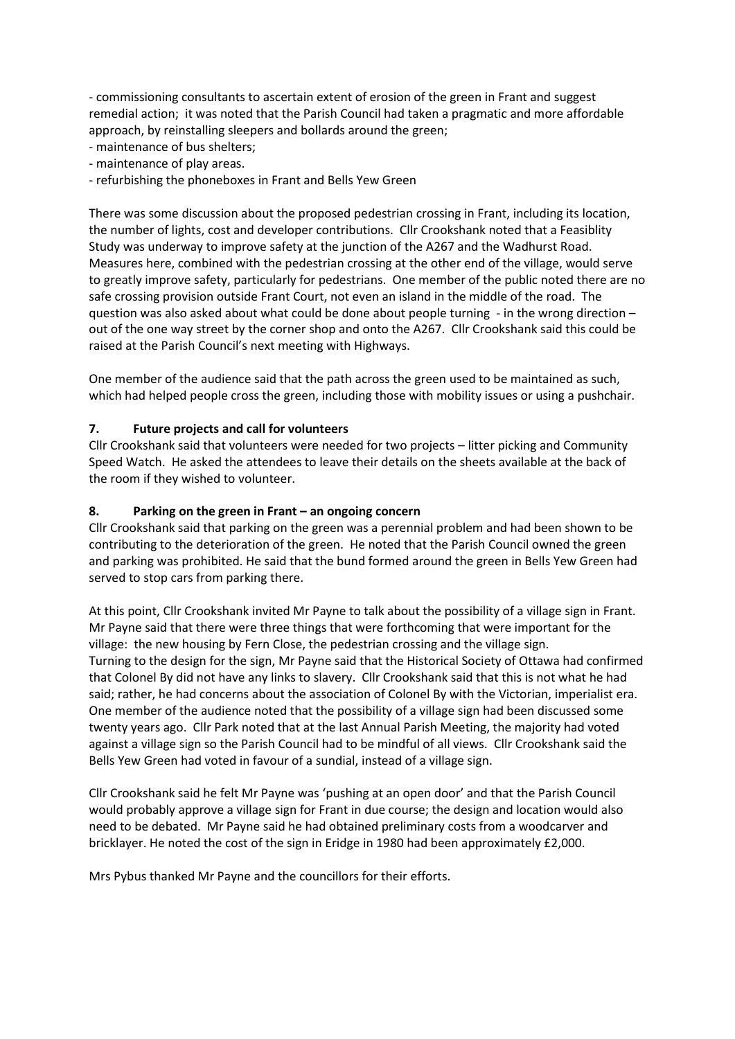- commissioning consultants to ascertain extent of erosion of the green in Frant and suggest remedial action; it was noted that the Parish Council had taken a pragmatic and more affordable approach, by reinstalling sleepers and bollards around the green;
- maintenance of bus shelters;
- maintenance of play areas.
- refurbishing the phoneboxes in Frant and Bells Yew Green

There was some discussion about the proposed pedestrian crossing in Frant, including its location, the number of lights, cost and developer contributions. Cllr Crookshank noted that a Feasiblity Study was underway to improve safety at the junction of the A267 and the Wadhurst Road. Measures here, combined with the pedestrian crossing at the other end of the village, would serve to greatly improve safety, particularly for pedestrians. One member of the public noted there are no safe crossing provision outside Frant Court, not even an island in the middle of the road. The question was also asked about what could be done about people turning - in the wrong direction – out of the one way street by the corner shop and onto the A267. Cllr Crookshank said this could be raised at the Parish Council's next meeting with Highways.

One member of the audience said that the path across the green used to be maintained as such, which had helped people cross the green, including those with mobility issues or using a pushchair.

### 7. Future projects and call for volunteers

Cllr Crookshank said that volunteers were needed for two projects – litter picking and Community Speed Watch. He asked the attendees to leave their details on the sheets available at the back of the room if they wished to volunteer.

### 8. Parking on the green in Frant – an ongoing concern

Cllr Crookshank said that parking on the green was a perennial problem and had been shown to be contributing to the deterioration of the green. He noted that the Parish Council owned the green and parking was prohibited. He said that the bund formed around the green in Bells Yew Green had served to stop cars from parking there.

At this point, Cllr Crookshank invited Mr Payne to talk about the possibility of a village sign in Frant. Mr Payne said that there were three things that were forthcoming that were important for the village: the new housing by Fern Close, the pedestrian crossing and the village sign.
Turning to the design for the sign, Mr Payne said that the Historical Society of Ottawa had confirmed that Colonel By did not have any links to slavery. Cllr Crookshank said that this is not what he had said; rather, he had concerns about the association of Colonel By with the Victorian, imperialist era. One member of the audience noted that the possibility of a village sign had been discussed some twenty years ago. Cllr Park noted that at the last Annual Parish Meeting, the majority had voted against a village sign so the Parish Council had to be mindful of all views. Cllr Crookshank said the Bells Yew Green had voted in favour of a sundial, instead of a village sign.

Cllr Crookshank said he felt Mr Payne was 'pushing at an open door' and that the Parish Council would probably approve a village sign for Frant in due course; the design and location would also need to be debated. Mr Payne said he had obtained preliminary costs from a woodcarver and bricklayer. He noted the cost of the sign in Eridge in 1980 had been approximately £2,000.

Mrs Pybus thanked Mr Payne and the councillors for their efforts.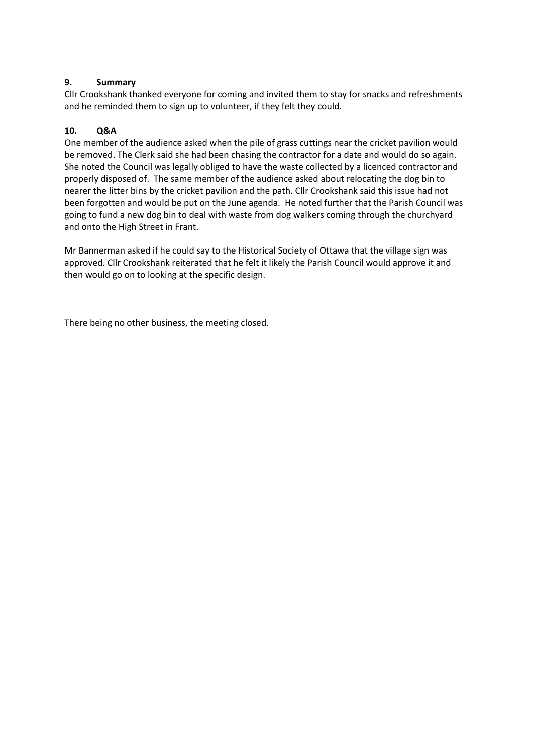### 9. Summary

Cllr Crookshank thanked everyone for coming and invited them to stay for snacks and refreshments and he reminded them to sign up to volunteer, if they felt they could.

### 10. Q&A

One member of the audience asked when the pile of grass cuttings near the cricket pavilion would be removed. The Clerk said she had been chasing the contractor for a date and would do so again. She noted the Council was legally obliged to have the waste collected by a licenced contractor and properly disposed of. The same member of the audience asked about relocating the dog bin to nearer the litter bins by the cricket pavilion and the path. Cllr Crookshank said this issue had not been forgotten and would be put on the June agenda. He noted further that the Parish Council was going to fund a new dog bin to deal with waste from dog walkers coming through the churchyard and onto the High Street in Frant.

Mr Bannerman asked if he could say to the Historical Society of Ottawa that the village sign was approved. Cllr Crookshank reiterated that he felt it likely the Parish Council would approve it and then would go on to looking at the specific design.

There being no other business, the meeting closed.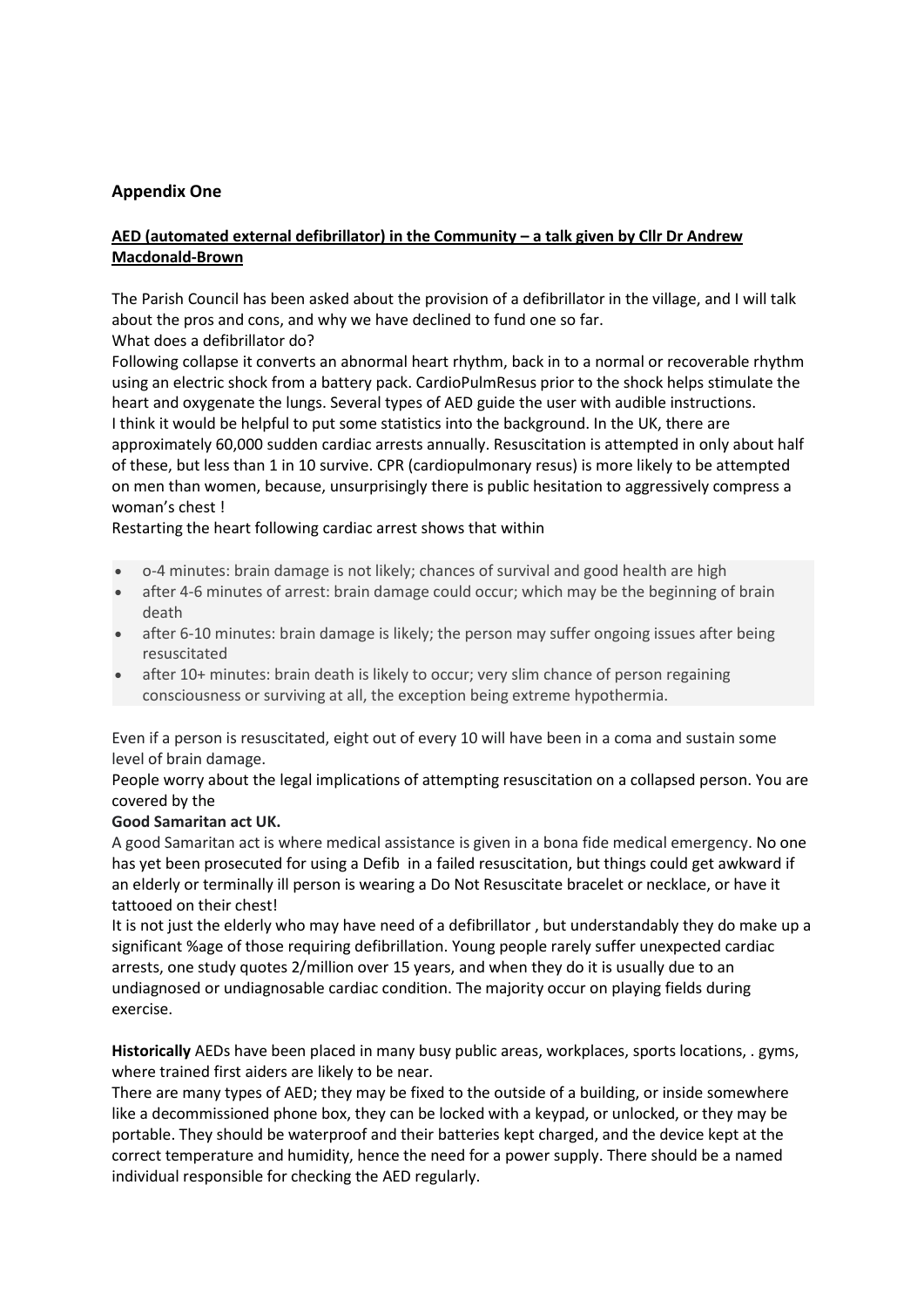## Appendix One

### AED (automated external defibrillator) in the Community – a talk given by Cllr Dr Andrew Macdonald-Brown

The Parish Council has been asked about the provision of a defibrillator in the village, and I will talk about the pros and cons, and why we have declined to fund one so far.

What does a defibrillator do?

Following collapse it converts an abnormal heart rhythm, back in to a normal or recoverable rhythm using an electric shock from a battery pack. CardioPulmResus prior to the shock helps stimulate the heart and oxygenate the lungs. Several types of AED guide the user with audible instructions.

I think it would be helpful to put some statistics into the background. In the UK, there are approximately 60,000 sudden cardiac arrests annually. Resuscitation is attempted in only about half of these, but less than 1 in 10 survive. CPR (cardiopulmonary resus) is more likely to be attempted on men than women, because, unsurprisingly there is public hesitation to aggressively compress a woman's chest !

Restarting the heart following cardiac arrest shows that within

- o-4 minutes: brain damage is not likely; chances of survival and good health are high
- after 4-6 minutes of arrest: brain damage could occur; which may be the beginning of brain death
- after 6-10 minutes: brain damage is likely; the person may suffer ongoing issues after being resuscitated
- after 10+ minutes: brain death is likely to occur; very slim chance of person regaining consciousness or surviving at all, the exception being extreme hypothermia.

Even if a person is resuscitated, eight out of every 10 will have been in a coma and sustain some level of brain damage.

People worry about the legal implications of attempting resuscitation on a collapsed person. You are covered by the

**Good Samaritan act UK.**

A good Samaritan act is where medical assistance is given in a bona fide medical emergency. No one has yet been prosecuted for using a Defib in a failed resuscitation, but things could get awkward if an elderly or terminally ill person is wearing a Do Not Resuscitate bracelet or necklace, or have it tattooed on their chest!

It is not just the elderly who may have need of a defibrillator , but understandably they do make up a significant %age of those requiring defibrillation. Young people rarely suffer unexpected cardiac arrests, one study quotes 2/million over 15 years, and when they do it is usually due to an undiagnosed or undiagnosable cardiac condition. The majority occur on playing fields during exercise.

**Historically** AEDs have been placed in many busy public areas, workplaces, sports locations, . gyms, where trained first aiders are likely to be near.

There are many types of AED; they may be fixed to the outside of a building, or inside somewhere like a decommissioned phone box, they can be locked with a keypad, or unlocked, or they may be portable. They should be waterproof and their batteries kept charged, and the device kept at the correct temperature and humidity, hence the need for a power supply. There should be a named individual responsible for checking the AED regularly.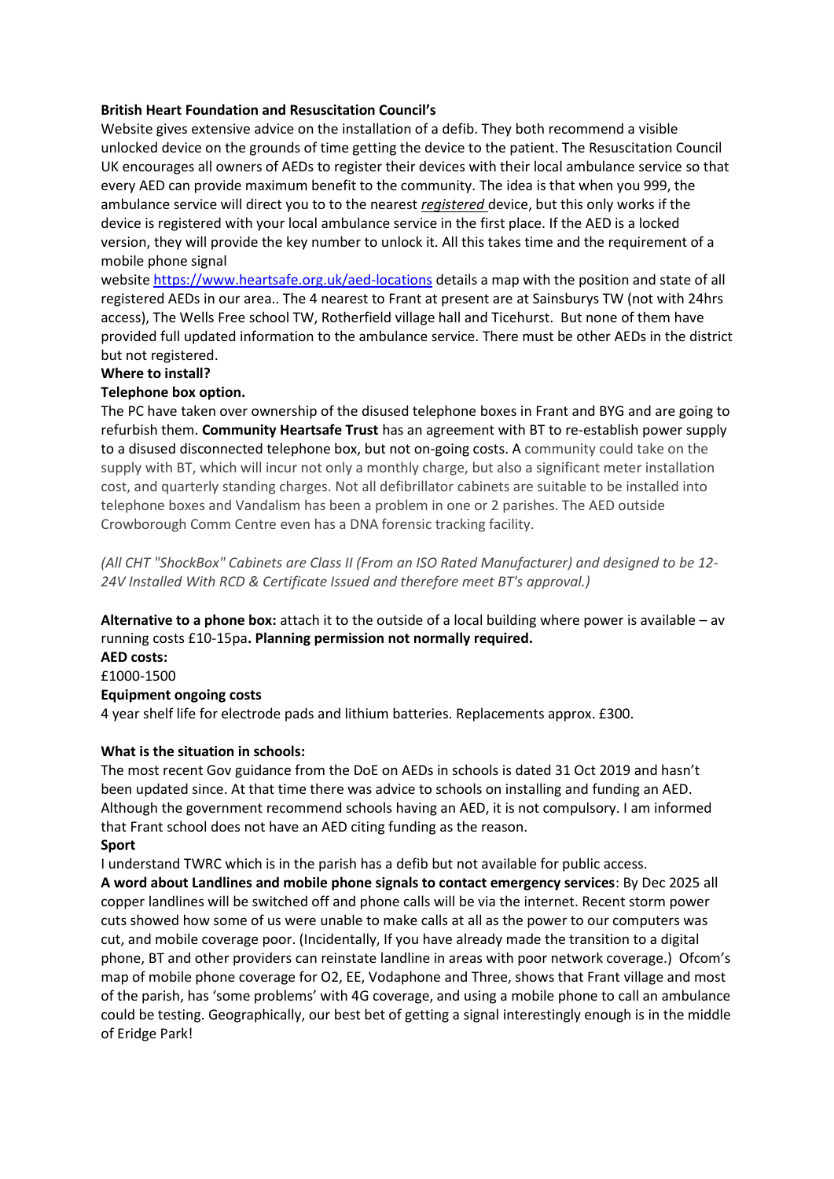**British Heart Foundation and Resuscitation Council's**

Website gives extensive advice on the installation of a defib. They both recommend a visible unlocked device on the grounds of time getting the device to the patient. The Resuscitation Council UK encourages all owners of AEDs to register their devices with their local ambulance service so that every AED can provide maximum benefit to the community. The idea is that when you 999, the ambulance service will direct you to to the nearest ***registered*** device, but this only works if the device is registered with your local ambulance service in the first place. If the AED is a locked version, they will provide the key number to unlock it. All this takes time and the requirement of a mobile phone signal

website https://www.heartsafe.org.uk/aed-locations details a map with the position and state of all registered AEDs in our area.. The 4 nearest to Frant at present are at Sainsburys TW (not with 24hrs access), The Wells Free school TW, Rotherfield village hall and Ticehurst. But none of them have provided full updated information to the ambulance service. There must be other AEDs in the district but not registered.

**Where to install?**

**Telephone box option.**

The PC have taken over ownership of the disused telephone boxes in Frant and BYG and are going to refurbish them. **Community Heartsafe Trust** has an agreement with BT to re-establish power supply to a disused disconnected telephone box, but not on-going costs. A community could take on the supply with BT, which will incur not only a monthly charge, but also a significant meter installation cost, and quarterly standing charges. Not all defibrillator cabinets are suitable to be installed into telephone boxes and Vandalism has been a problem in one or 2 parishes. The AED outside Crowborough Comm Centre even has a DNA forensic tracking facility.

*(All CHT "ShockBox" Cabinets are Class II (From an ISO Rated Manufacturer) and designed to be 12-24V Installed With RCD & Certificate Issued and therefore meet BT's approval.)*

**Alternative to a phone box:** attach it to the outside of a local building where power is available – av running costs £10-15pa**. Planning permission not normally required.**

**AED costs:**

£1000-1500

**Equipment ongoing costs**

4 year shelf life for electrode pads and lithium batteries. Replacements approx. £300.

**What is the situation in schools:**

The most recent Gov guidance from the DoE on AEDs in schools is dated 31 Oct 2019 and hasn't been updated since. At that time there was advice to schools on installing and funding an AED. Although the government recommend schools having an AED, it is not compulsory. I am informed that Frant school does not have an AED citing funding as the reason.

**Sport**

I understand TWRC which is in the parish has a defib but not available for public access.

**A word about Landlines and mobile phone signals to contact emergency services**: By Dec 2025 all copper landlines will be switched off and phone calls will be via the internet. Recent storm power cuts showed how some of us were unable to make calls at all as the power to our computers was cut, and mobile coverage poor. (Incidentally, If you have already made the transition to a digital phone, BT and other providers can reinstate landline in areas with poor network coverage.) Ofcom's map of mobile phone coverage for O2, EE, Vodaphone and Three, shows that Frant village and most of the parish, has 'some problems' with 4G coverage, and using a mobile phone to call an ambulance could be testing. Geographically, our best bet of getting a signal interestingly enough is in the middle of Eridge Park!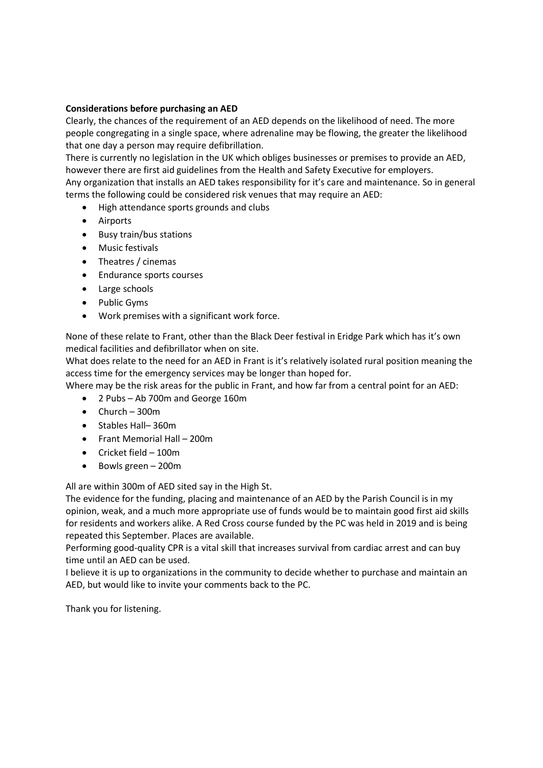**Considerations before purchasing an AED**

Clearly, the chances of the requirement of an AED depends on the likelihood of need. The more people congregating in a single space, where adrenaline may be flowing, the greater the likelihood that one day a person may require defibrillation.

There is currently no legislation in the UK which obliges businesses or premises to provide an AED, however there are first aid guidelines from the Health and Safety Executive for employers.

Any organization that installs an AED takes responsibility for it's care and maintenance. So in general terms the following could be considered risk venues that may require an AED:

- High attendance sports grounds and clubs
- Airports
- Busy train/bus stations
- Music festivals
- Theatres / cinemas
- Endurance sports courses
- Large schools
- Public Gyms
- Work premises with a significant work force.

None of these relate to Frant, other than the Black Deer festival in Eridge Park which has it's own medical facilities and defibrillator when on site.

What does relate to the need for an AED in Frant is it's relatively isolated rural position meaning the access time for the emergency services may be longer than hoped for.

Where may be the risk areas for the public in Frant, and how far from a central point for an AED:

- 2 Pubs – Ab 700m and George 160m
- Church – 300m
- Stables Hall– 360m
- Frant Memorial Hall – 200m
- Cricket field – 100m
- Bowls green – 200m

All are within 300m of AED sited say in the High St.

The evidence for the funding, placing and maintenance of an AED by the Parish Council is in my opinion, weak, and a much more appropriate use of funds would be to maintain good first aid skills for residents and workers alike. A Red Cross course funded by the PC was held in 2019 and is being repeated this September. Places are available.

Performing good-quality CPR is a vital skill that increases survival from cardiac arrest and can buy time until an AED can be used.

I believe it is up to organizations in the community to decide whether to purchase and maintain an AED, but would like to invite your comments back to the PC.

Thank you for listening.